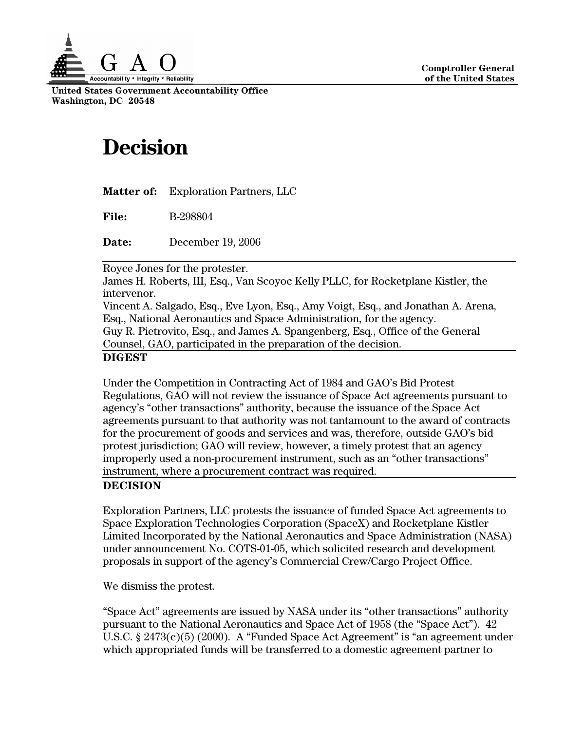G A O

Accountability * Integrity * Reliability

**Comptroller General of the United States**

**United States Government Accountability Office**
**Washington, DC 20548**

# Decision

**Matter of:** Exploration Partners, LLC

**File:** B-298804

**Date:** December 19, 2006

Royce Jones for the protester.
James H. Roberts, III, Esq., Van Scoyoc Kelly PLLC, for Rocketplane Kistler, the intervenor.
Vincent A. Salgado, Esq., Eve Lyon, Esq., Amy Voigt, Esq., and Jonathan A. Arena, Esq., National Aeronautics and Space Administration, for the agency.
Guy R. Pietrovito, Esq., and James A. Spangenberg, Esq., Office of the General Counsel, GAO, participated in the preparation of the decision.

**DIGEST**

Under the Competition in Contracting Act of 1984 and GAO's Bid Protest Regulations, GAO will not review the issuance of Space Act agreements pursuant to agency's "other transactions" authority, because the issuance of the Space Act agreements pursuant to that authority was not tantamount to the award of contracts for the procurement of goods and services and was, therefore, outside GAO's bid protest jurisdiction; GAO will review, however, a timely protest that an agency improperly used a non-procurement instrument, such as an "other transactions" instrument, where a procurement contract was required.

**DECISION**

Exploration Partners, LLC protests the issuance of funded Space Act agreements to Space Exploration Technologies Corporation (SpaceX) and Rocketplane Kistler Limited Incorporated by the National Aeronautics and Space Administration (NASA) under announcement No. COTS-01-05, which solicited research and development proposals in support of the agency's Commercial Crew/Cargo Project Office.

We dismiss the protest.

"Space Act" agreements are issued by NASA under its "other transactions" authority pursuant to the National Aeronautics and Space Act of 1958 (the "Space Act"). 42 U.S.C. § 2473(c)(5) (2000). A "Funded Space Act Agreement" is "an agreement under which appropriated funds will be transferred to a domestic agreement partner to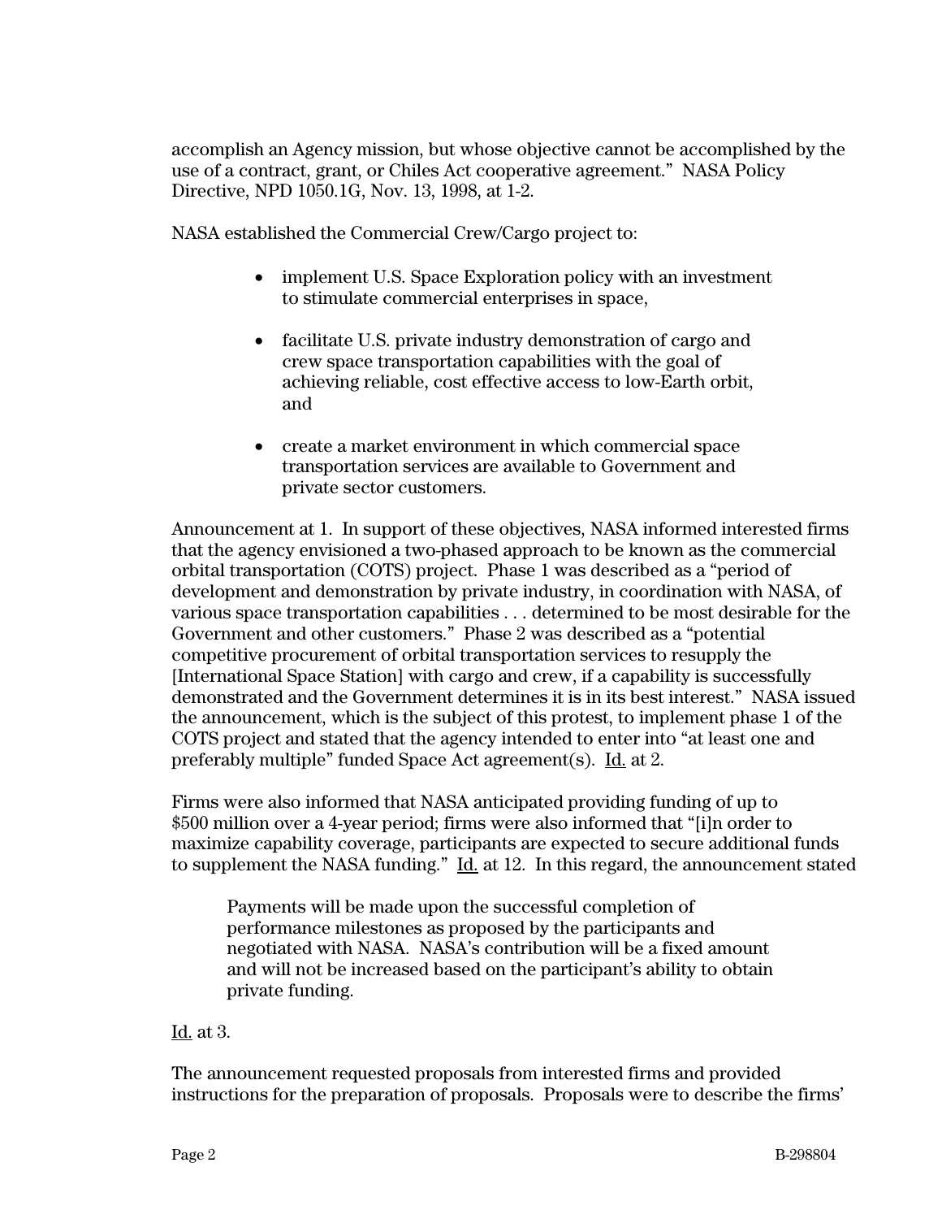accomplish an Agency mission, but whose objective cannot be accomplished by the use of a contract, grant, or Chiles Act cooperative agreement." NASA Policy Directive, NPD 1050.1G, Nov. 13, 1998, at 1-2.

NASA established the Commercial Crew/Cargo project to:

- implement U.S. Space Exploration policy with an investment to stimulate commercial enterprises in space,
- facilitate U.S. private industry demonstration of cargo and crew space transportation capabilities with the goal of achieving reliable, cost effective access to low-Earth orbit, and
- create a market environment in which commercial space transportation services are available to Government and private sector customers.

Announcement at 1. In support of these objectives, NASA informed interested firms that the agency envisioned a two-phased approach to be known as the commercial orbital transportation (COTS) project. Phase 1 was described as a "period of development and demonstration by private industry, in coordination with NASA, of various space transportation capabilities . . . determined to be most desirable for the Government and other customers." Phase 2 was described as a "potential competitive procurement of orbital transportation services to resupply the [International Space Station] with cargo and crew, if a capability is successfully demonstrated and the Government determines it is in its best interest." NASA issued the announcement, which is the subject of this protest, to implement phase 1 of the COTS project and stated that the agency intended to enter into "at least one and preferably multiple" funded Space Act agreement(s). Id. at 2.

Firms were also informed that NASA anticipated providing funding of up to $500 million over a 4-year period; firms were also informed that "[i]n order to maximize capability coverage, participants are expected to secure additional funds to supplement the NASA funding." Id. at 12. In this regard, the announcement stated

> Payments will be made upon the successful completion of performance milestones as proposed by the participants and negotiated with NASA. NASA's contribution will be a fixed amount and will not be increased based on the participant's ability to obtain private funding.

Id. at 3.

The announcement requested proposals from interested firms and provided instructions for the preparation of proposals. Proposals were to describe the firms'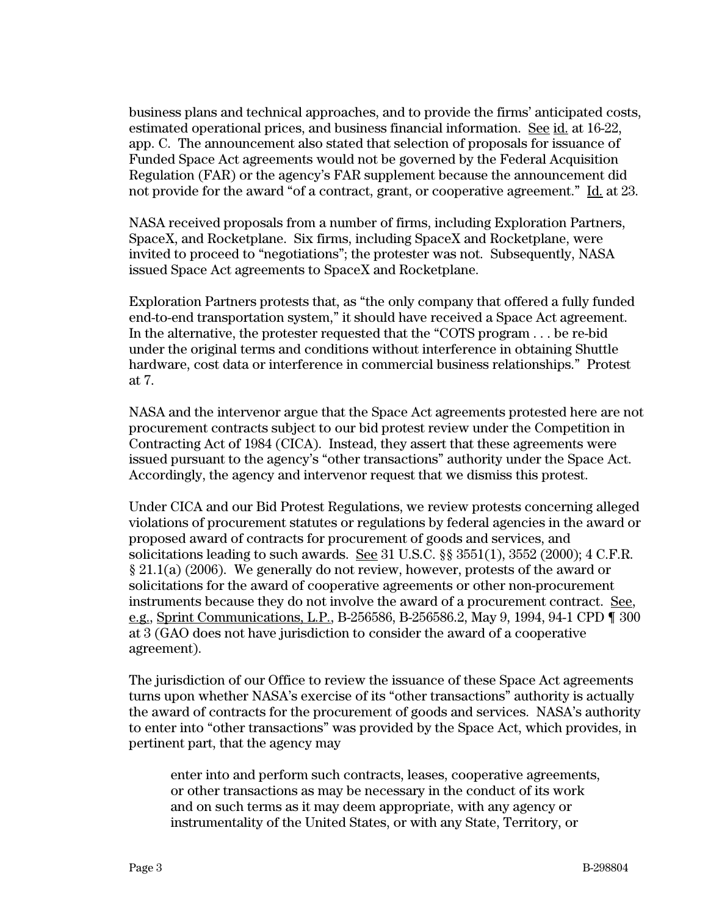business plans and technical approaches, and to provide the firms' anticipated costs, estimated operational prices, and business financial information. See id. at 16-22, app. C. The announcement also stated that selection of proposals for issuance of Funded Space Act agreements would not be governed by the Federal Acquisition Regulation (FAR) or the agency's FAR supplement because the announcement did not provide for the award "of a contract, grant, or cooperative agreement." Id. at 23.

NASA received proposals from a number of firms, including Exploration Partners, SpaceX, and Rocketplane. Six firms, including SpaceX and Rocketplane, were invited to proceed to "negotiations"; the protester was not. Subsequently, NASA issued Space Act agreements to SpaceX and Rocketplane.

Exploration Partners protests that, as "the only company that offered a fully funded end-to-end transportation system," it should have received a Space Act agreement. In the alternative, the protester requested that the "COTS program . . . be re-bid under the original terms and conditions without interference in obtaining Shuttle hardware, cost data or interference in commercial business relationships." Protest at 7.

NASA and the intervenor argue that the Space Act agreements protested here are not procurement contracts subject to our bid protest review under the Competition in Contracting Act of 1984 (CICA). Instead, they assert that these agreements were issued pursuant to the agency's "other transactions" authority under the Space Act. Accordingly, the agency and intervenor request that we dismiss this protest.

Under CICA and our Bid Protest Regulations, we review protests concerning alleged violations of procurement statutes or regulations by federal agencies in the award or proposed award of contracts for procurement of goods and services, and solicitations leading to such awards. See 31 U.S.C. §§ 3551(1), 3552 (2000); 4 C.F.R. § 21.1(a) (2006). We generally do not review, however, protests of the award or solicitations for the award of cooperative agreements or other non-procurement instruments because they do not involve the award of a procurement contract. See, e.g., Sprint Communications, L.P., B-256586, B-256586.2, May 9, 1994, 94-1 CPD ¶ 300 at 3 (GAO does not have jurisdiction to consider the award of a cooperative agreement).

The jurisdiction of our Office to review the issuance of these Space Act agreements turns upon whether NASA's exercise of its "other transactions" authority is actually the award of contracts for the procurement of goods and services. NASA's authority to enter into "other transactions" was provided by the Space Act, which provides, in pertinent part, that the agency may

> enter into and perform such contracts, leases, cooperative agreements, or other transactions as may be necessary in the conduct of its work and on such terms as it may deem appropriate, with any agency or instrumentality of the United States, or with any State, Territory, or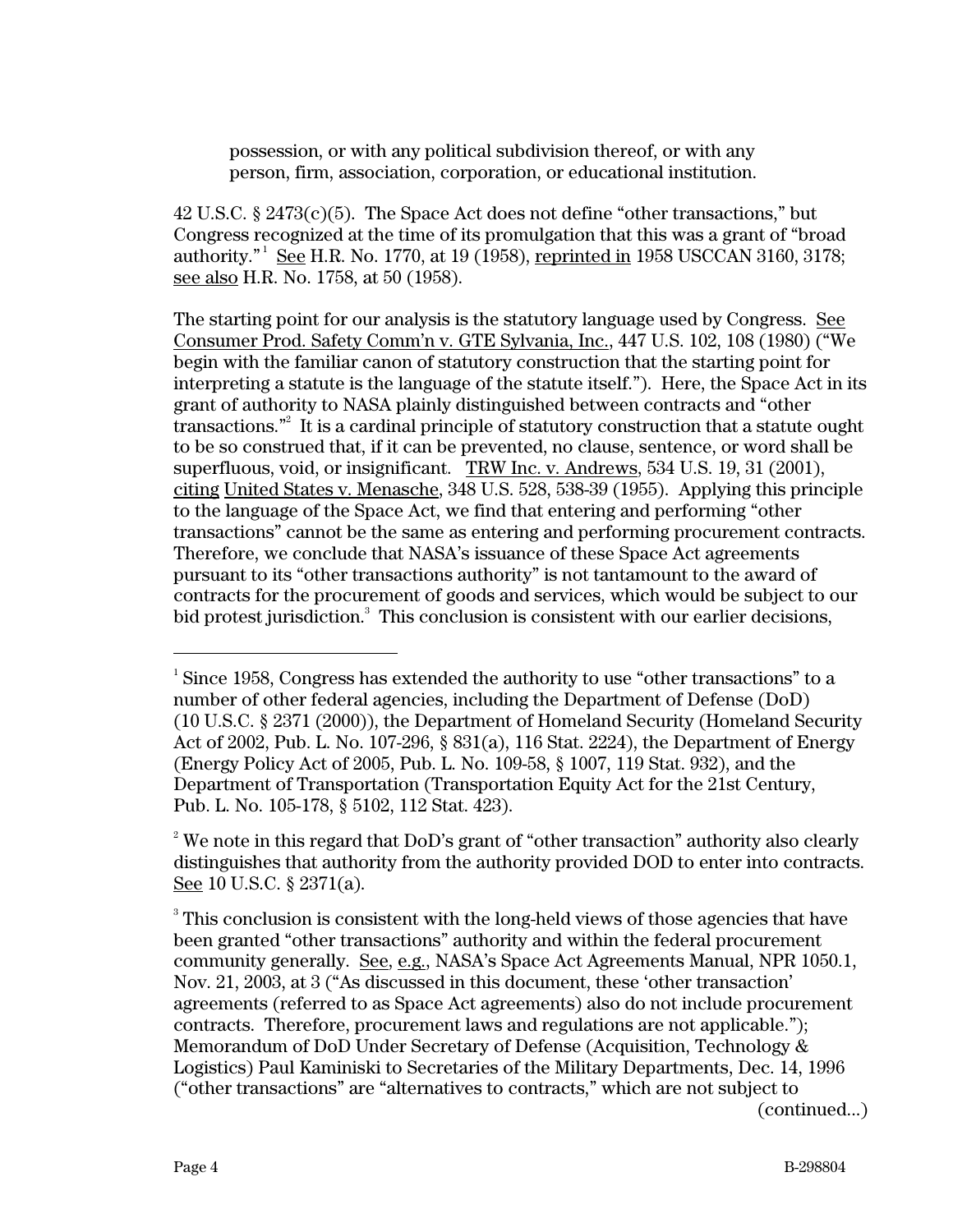> possession, or with any political subdivision thereof, or with any person, firm, association, corporation, or educational institution.

42 U.S.C. § 2473(c)(5). The Space Act does not define "other transactions," but Congress recognized at the time of its promulgation that this was a grant of "broad authority."[1] See H.R. No. 1770, at 19 (1958), reprinted in 1958 USCCAN 3160, 3178; see also H.R. No. 1758, at 50 (1958).

The starting point for our analysis is the statutory language used by Congress. See Consumer Prod. Safety Comm'n v. GTE Sylvania, Inc., 447 U.S. 102, 108 (1980) ("We begin with the familiar canon of statutory construction that the starting point for interpreting a statute is the language of the statute itself."). Here, the Space Act in its grant of authority to NASA plainly distinguished between contracts and "other transactions."[2] It is a cardinal principle of statutory construction that a statute ought to be so construed that, if it can be prevented, no clause, sentence, or word shall be superfluous, void, or insignificant. TRW Inc. v. Andrews, 534 U.S. 19, 31 (2001), citing United States v. Menasche, 348 U.S. 528, 538-39 (1955). Applying this principle to the language of the Space Act, we find that entering and performing "other transactions" cannot be the same as entering and performing procurement contracts. Therefore, we conclude that NASA's issuance of these Space Act agreements pursuant to its "other transactions authority" is not tantamount to the award of contracts for the procurement of goods and services, which would be subject to our bid protest jurisdiction.[3] This conclusion is consistent with our earlier decisions,

---

[1] Since 1958, Congress has extended the authority to use "other transactions" to a number of other federal agencies, including the Department of Defense (DoD) (10 U.S.C. § 2371 (2000)), the Department of Homeland Security (Homeland Security Act of 2002, Pub. L. No. 107-296, § 831(a), 116 Stat. 2224), the Department of Energy (Energy Policy Act of 2005, Pub. L. No. 109-58, § 1007, 119 Stat. 932), and the Department of Transportation (Transportation Equity Act for the 21st Century, Pub. L. No. 105-178, § 5102, 112 Stat. 423).

[2] We note in this regard that DoD's grant of "other transaction" authority also clearly distinguishes that authority from the authority provided DOD to enter into contracts. See 10 U.S.C. § 2371(a).

[3] This conclusion is consistent with the long-held views of those agencies that have been granted "other transactions" authority and within the federal procurement community generally. See, e.g., NASA's Space Act Agreements Manual, NPR 1050.1, Nov. 21, 2003, at 3 ("As discussed in this document, these 'other transaction' agreements (referred to as Space Act agreements) also do not include procurement contracts. Therefore, procurement laws and regulations are not applicable."); Memorandum of DoD Under Secretary of Defense (Acquisition, Technology & Logistics) Paul Kaminiski to Secretaries of the Military Departments, Dec. 14, 1996 ("other transactions" are "alternatives to contracts," which are not subject to (continued...)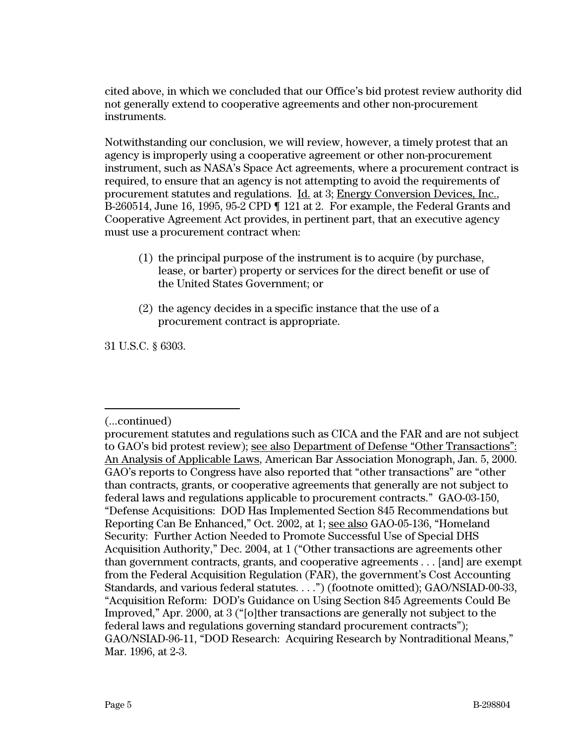cited above, in which we concluded that our Office's bid protest review authority did not generally extend to cooperative agreements and other non-procurement instruments.

Notwithstanding our conclusion, we will review, however, a timely protest that an agency is improperly using a cooperative agreement or other non-procurement instrument, such as NASA's Space Act agreements, where a procurement contract is required, to ensure that an agency is not attempting to avoid the requirements of procurement statutes and regulations. Id. at 3; Energy Conversion Devices, Inc., B-260514, June 16, 1995, 95-2 CPD ¶ 121 at 2. For example, the Federal Grants and Cooperative Agreement Act provides, in pertinent part, that an executive agency must use a procurement contract when:

> (1) the principal purpose of the instrument is to acquire (by purchase, lease, or barter) property or services for the direct benefit or use of the United States Government; or
>
> (2) the agency decides in a specific instance that the use of a procurement contract is appropriate.

31 U.S.C. § 6303.

---

(...continued)

procurement statutes and regulations such as CICA and the FAR and are not subject to GAO's bid protest review); see also Department of Defense "Other Transactions": An Analysis of Applicable Laws, American Bar Association Monograph, Jan. 5, 2000. GAO's reports to Congress have also reported that "other transactions" are "other than contracts, grants, or cooperative agreements that generally are not subject to federal laws and regulations applicable to procurement contracts." GAO-03-150, "Defense Acquisitions: DOD Has Implemented Section 845 Recommendations but Reporting Can Be Enhanced," Oct. 2002, at 1; see also GAO-05-136, "Homeland Security: Further Action Needed to Promote Successful Use of Special DHS Acquisition Authority," Dec. 2004, at 1 ("Other transactions are agreements other than government contracts, grants, and cooperative agreements . . . [and] are exempt from the Federal Acquisition Regulation (FAR), the government's Cost Accounting Standards, and various federal statutes. . . .") (footnote omitted); GAO/NSIAD-00-33, "Acquisition Reform: DOD's Guidance on Using Section 845 Agreements Could Be Improved," Apr. 2000, at 3 ("[o]ther transactions are generally not subject to the federal laws and regulations governing standard procurement contracts"); GAO/NSIAD-96-11, "DOD Research: Acquiring Research by Nontraditional Means," Mar. 1996, at 2-3.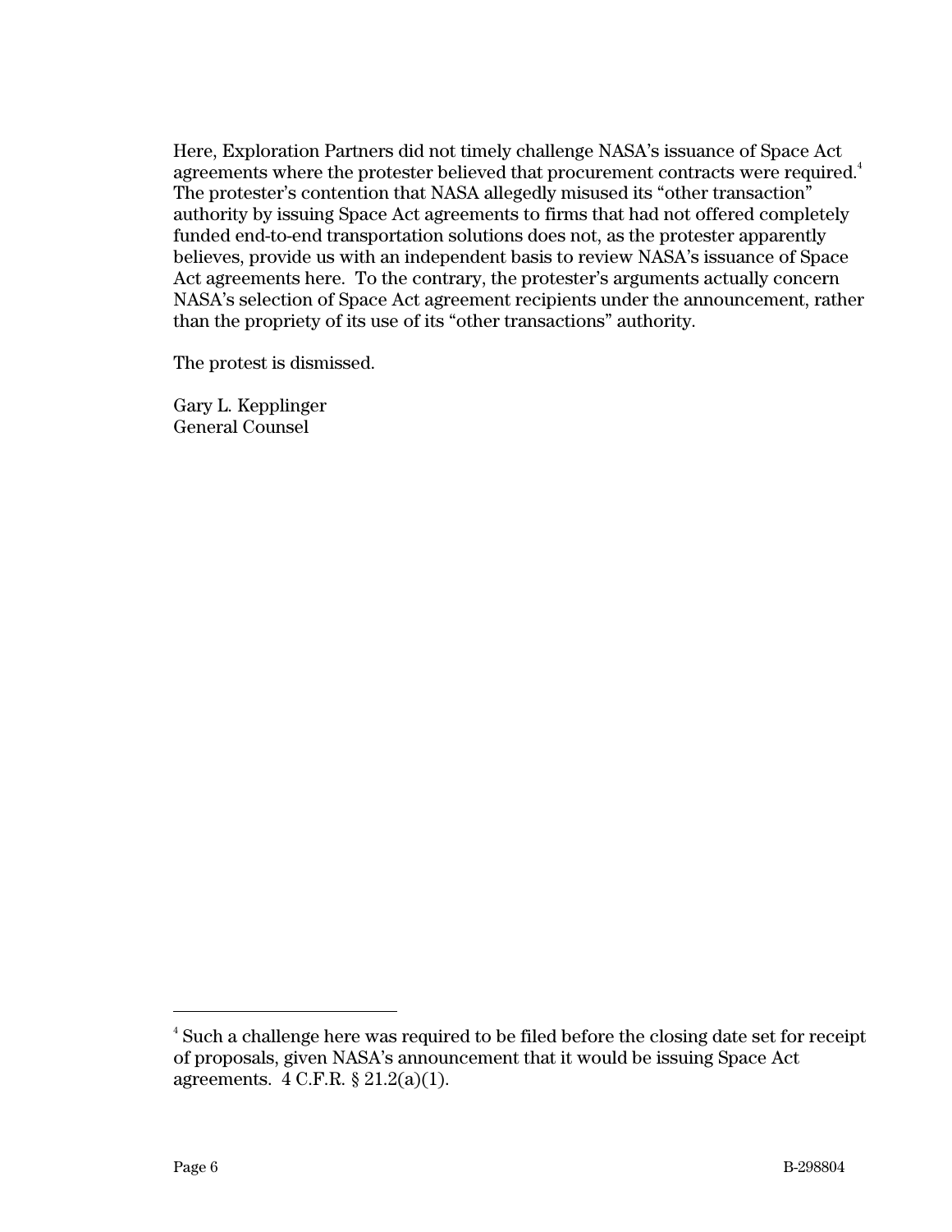Here, Exploration Partners did not timely challenge NASA's issuance of Space Act agreements where the protester believed that procurement contracts were required.[4] The protester's contention that NASA allegedly misused its "other transaction" authority by issuing Space Act agreements to firms that had not offered completely funded end-to-end transportation solutions does not, as the protester apparently believes, provide us with an independent basis to review NASA's issuance of Space Act agreements here. To the contrary, the protester's arguments actually concern NASA's selection of Space Act agreement recipients under the announcement, rather than the propriety of its use of its "other transactions" authority.

The protest is dismissed.

Gary L. Kepplinger
General Counsel

---

[4] Such a challenge here was required to be filed before the closing date set for receipt of proposals, given NASA's announcement that it would be issuing Space Act agreements. 4 C.F.R. § 21.2(a)(1).